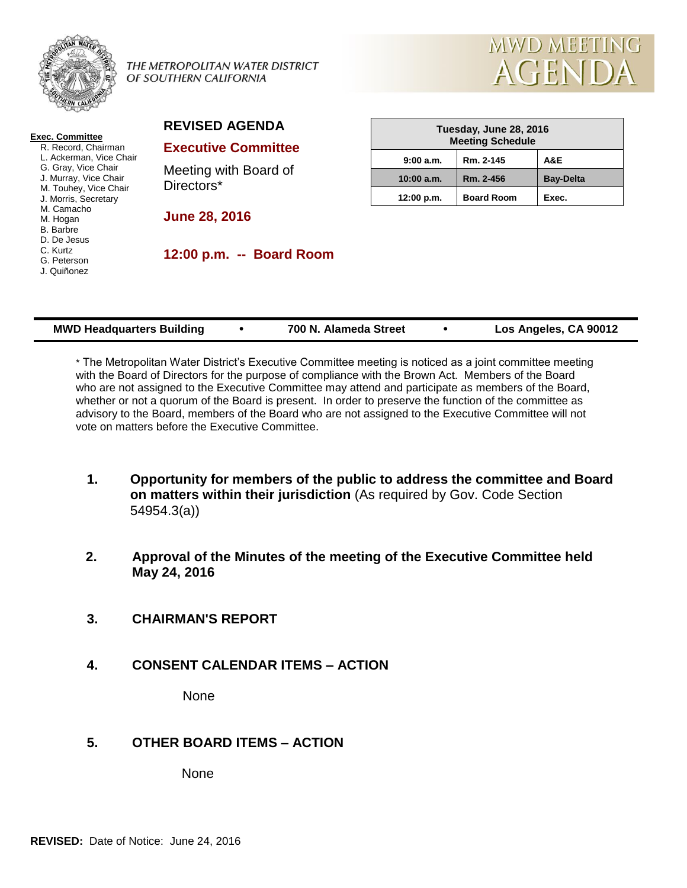THE METROPOLITAN WATER DISTRICT OF SOUTHERN CALIFORNIA

# MWD MEETING AGENDA

**Exec. Committee**
- R. Record, Chairman
- L. Ackerman, Vice Chair
- G. Gray, Vice Chair
- J. Murray, Vice Chair
- M. Touhey, Vice Chair
- J. Morris, Secretary
- M. Camacho
- M. Hogan
- B. Barbre
- D. De Jesus
- C. Kurtz
- G. Peterson
- J. Quiñonez

## REVISED AGENDA

## Executive Committee

Meeting with Board of Directors*

**June 28, 2016**

**12:00 p.m. -- Board Room**

| Tuesday, June 28, 2016 Meeting Schedule | | |
|---|---|---|
| 9:00 a.m. | Rm. 2-145 | A&E |
| 10:00 a.m. | Rm. 2-456 | Bay-Delta |
| 12:00 p.m. | Board Room | Exec. |

**MWD Headquarters Building • 700 N. Alameda Street • Los Angeles, CA 90012**

* The Metropolitan Water District's Executive Committee meeting is noticed as a joint committee meeting with the Board of Directors for the purpose of compliance with the Brown Act. Members of the Board who are not assigned to the Executive Committee may attend and participate as members of the Board, whether or not a quorum of the Board is present. In order to preserve the function of the committee as advisory to the Board, members of the Board who are not assigned to the Executive Committee will not vote on matters before the Executive Committee.

1. **Opportunity for members of the public to address the committee and Board on matters within their jurisdiction** (As required by Gov. Code Section 54954.3(a))

2. **Approval of the Minutes of the meeting of the Executive Committee held May 24, 2016**

3. **CHAIRMAN'S REPORT**

4. **CONSENT CALENDAR ITEMS – ACTION**

   None

5. **OTHER BOARD ITEMS – ACTION**

   None

**REVISED:** Date of Notice: June 24, 2016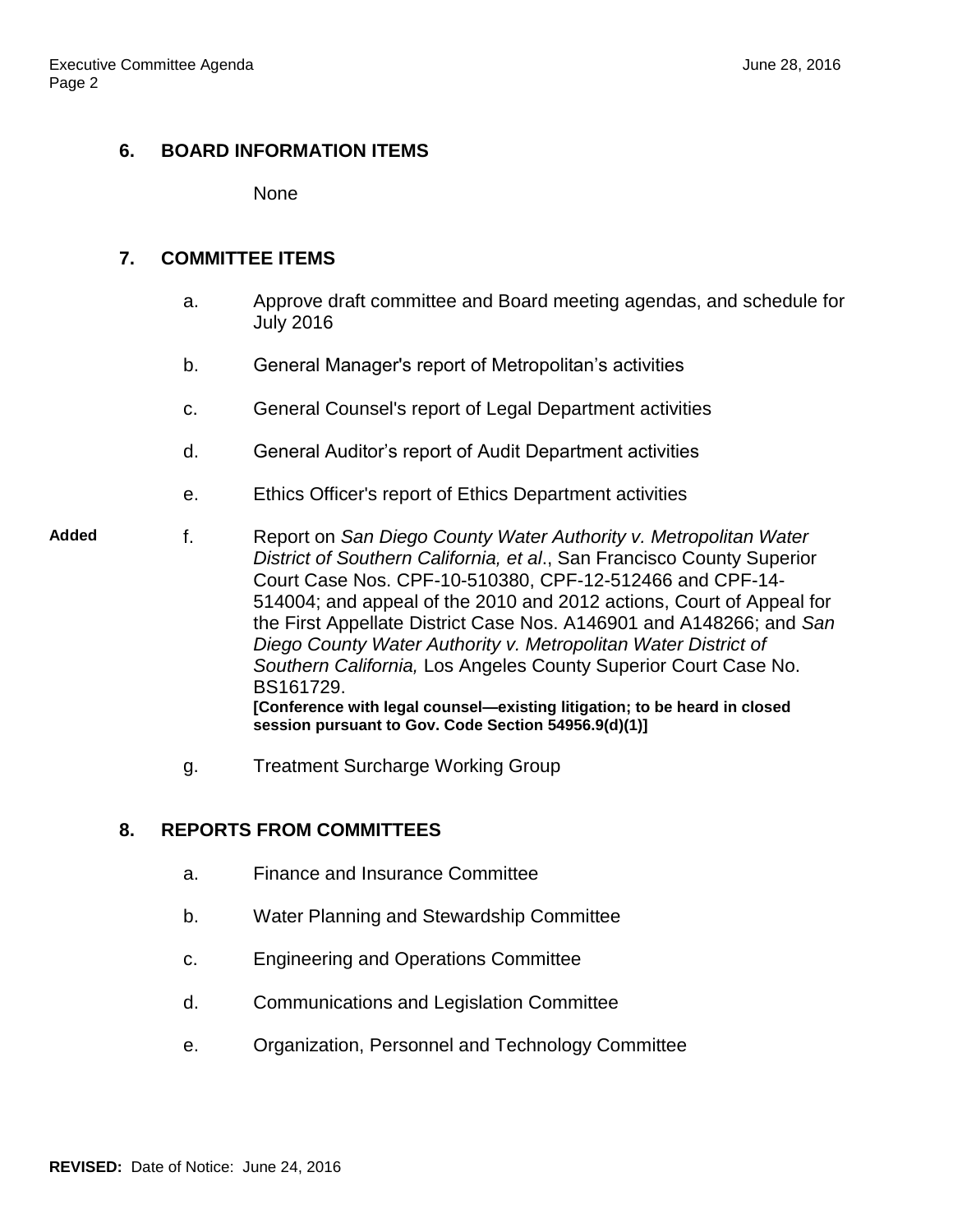## 6. BOARD INFORMATION ITEMS

None

## 7. COMMITTEE ITEMS

a. Approve draft committee and Board meeting agendas, and schedule for July 2016

b. General Manager's report of Metropolitan's activities

c. General Counsel's report of Legal Department activities

d. General Auditor's report of Audit Department activities

e. Ethics Officer's report of Ethics Department activities

**Added** f. Report on *San Diego County Water Authority v. Metropolitan Water District of Southern California, et al*., San Francisco County Superior Court Case Nos. CPF-10-510380, CPF-12-512466 and CPF-14-514004; and appeal of the 2010 and 2012 actions, Court of Appeal for the First Appellate District Case Nos. A146901 and A148266; and *San Diego County Water Authority v. Metropolitan Water District of Southern California,* Los Angeles County Superior Court Case No. BS161729.
**[Conference with legal counsel—existing litigation; to be heard in closed session pursuant to Gov. Code Section 54956.9(d)(1)]**

g. Treatment Surcharge Working Group

## 8. REPORTS FROM COMMITTEES

a. Finance and Insurance Committee

b. Water Planning and Stewardship Committee

c. Engineering and Operations Committee

d. Communications and Legislation Committee

e. Organization, Personnel and Technology Committee

**REVISED:** Date of Notice: June 24, 2016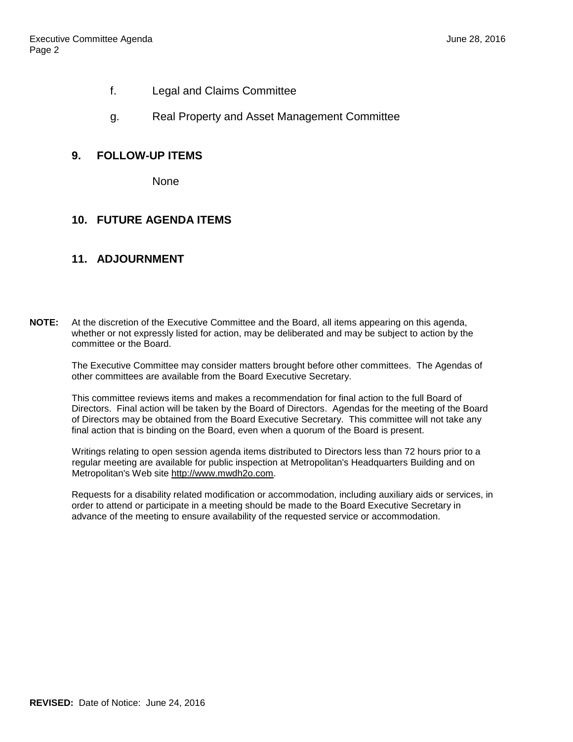f. Legal and Claims Committee

g. Real Property and Asset Management Committee

## 9. FOLLOW-UP ITEMS

None

## 10. FUTURE AGENDA ITEMS

## 11. ADJOURNMENT

**NOTE:** At the discretion of the Executive Committee and the Board, all items appearing on this agenda, whether or not expressly listed for action, may be deliberated and may be subject to action by the committee or the Board.

The Executive Committee may consider matters brought before other committees. The Agendas of other committees are available from the Board Executive Secretary.

This committee reviews items and makes a recommendation for final action to the full Board of Directors. Final action will be taken by the Board of Directors. Agendas for the meeting of the Board of Directors may be obtained from the Board Executive Secretary. This committee will not take any final action that is binding on the Board, even when a quorum of the Board is present.

Writings relating to open session agenda items distributed to Directors less than 72 hours prior to a regular meeting are available for public inspection at Metropolitan's Headquarters Building and on Metropolitan's Web site http://www.mwdh2o.com.

Requests for a disability related modification or accommodation, including auxiliary aids or services, in order to attend or participate in a meeting should be made to the Board Executive Secretary in advance of the meeting to ensure availability of the requested service or accommodation.

**REVISED:** Date of Notice: June 24, 2016